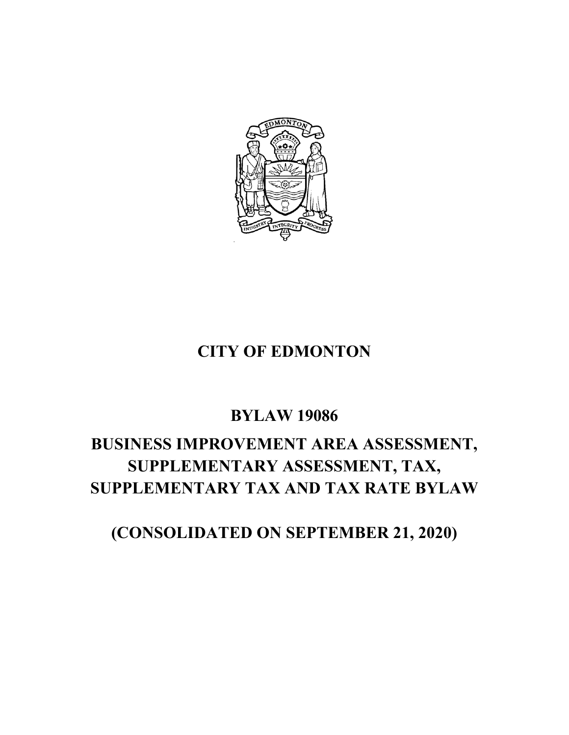# CITY OF EDMONTON

## BYLAW 19086

## BUSINESS IMPROVEMENT AREA ASSESSMENT, SUPPLEMENTARY ASSESSMENT, TAX, SUPPLEMENTARY TAX AND TAX RATE BYLAW

## (CONSOLIDATED ON SEPTEMBER 21, 2020)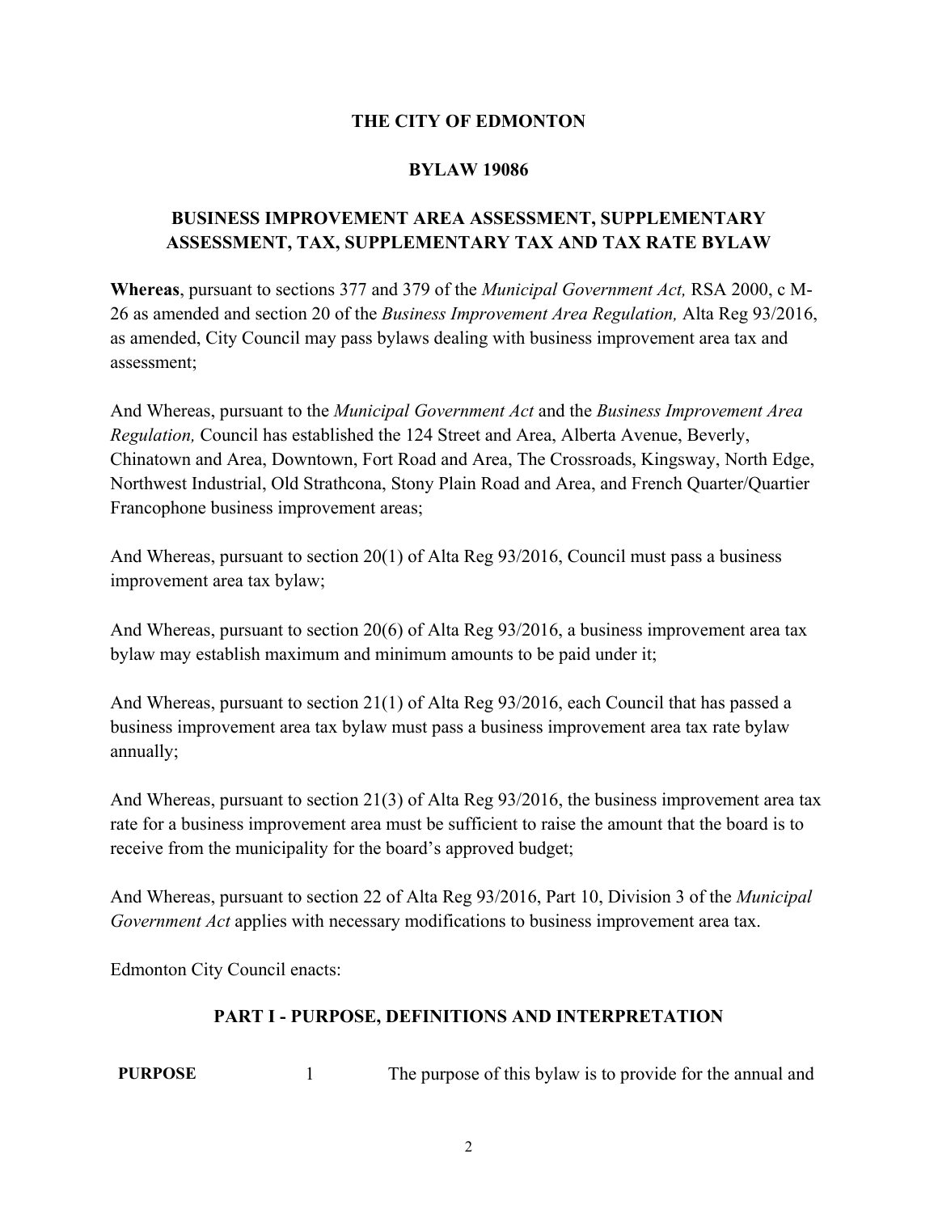**THE CITY OF EDMONTON**

**BYLAW 19086**

**BUSINESS IMPROVEMENT AREA ASSESSMENT, SUPPLEMENTARY ASSESSMENT, TAX, SUPPLEMENTARY TAX AND TAX RATE BYLAW**

**Whereas**, pursuant to sections 377 and 379 of the *Municipal Government Act,* RSA 2000, c M-26 as amended and section 20 of the *Business Improvement Area Regulation,* Alta Reg 93/2016, as amended, City Council may pass bylaws dealing with business improvement area tax and assessment;

And Whereas, pursuant to the *Municipal Government Act* and the *Business Improvement Area Regulation,* Council has established the 124 Street and Area, Alberta Avenue, Beverly, Chinatown and Area, Downtown, Fort Road and Area, The Crossroads, Kingsway, North Edge, Northwest Industrial, Old Strathcona, Stony Plain Road and Area, and French Quarter/Quartier Francophone business improvement areas;

And Whereas, pursuant to section 20(1) of Alta Reg 93/2016, Council must pass a business improvement area tax bylaw;

And Whereas, pursuant to section 20(6) of Alta Reg 93/2016, a business improvement area tax bylaw may establish maximum and minimum amounts to be paid under it;

And Whereas, pursuant to section 21(1) of Alta Reg 93/2016, each Council that has passed a business improvement area tax bylaw must pass a business improvement area tax rate bylaw annually;

And Whereas, pursuant to section 21(3) of Alta Reg 93/2016, the business improvement area tax rate for a business improvement area must be sufficient to raise the amount that the board is to receive from the municipality for the board's approved budget;

And Whereas, pursuant to section 22 of Alta Reg 93/2016, Part 10, Division 3 of the *Municipal Government Act* applies with necessary modifications to business improvement area tax.

Edmonton City Council enacts:

## PART I - PURPOSE, DEFINITIONS AND INTERPRETATION

**PURPOSE** 1 The purpose of this bylaw is to provide for the annual and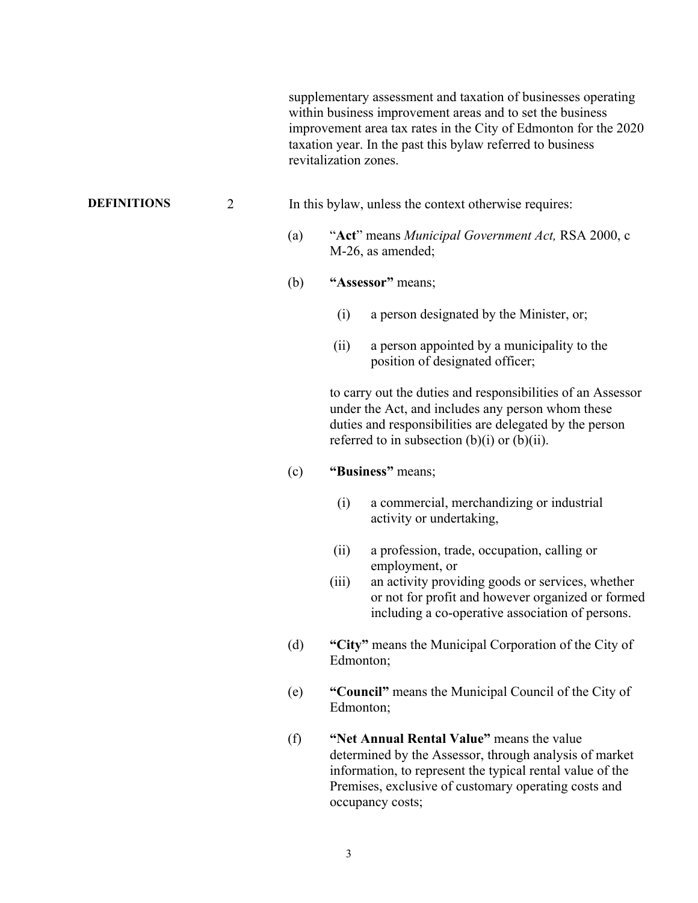supplementary assessment and taxation of businesses operating within business improvement areas and to set the business improvement area tax rates in the City of Edmonton for the 2020 taxation year. In the past this bylaw referred to business revitalization zones.

**DEFINITIONS** 2 In this bylaw, unless the context otherwise requires:

(a) "**Act**" means *Municipal Government Act,* RSA 2000, c M-26, as amended;

(b) **"Assessor"** means;

  (i) a person designated by the Minister, or;

  (ii) a person appointed by a municipality to the position of designated officer;

  to carry out the duties and responsibilities of an Assessor under the Act, and includes any person whom these duties and responsibilities are delegated by the person referred to in subsection (b)(i) or (b)(ii).

(c) **"Business"** means;

  (i) a commercial, merchandizing or industrial activity or undertaking,

  (ii) a profession, trade, occupation, calling or employment, or

  (iii) an activity providing goods or services, whether or not for profit and however organized or formed including a co-operative association of persons.

(d) **"City"** means the Municipal Corporation of the City of Edmonton;

(e) **"Council"** means the Municipal Council of the City of Edmonton;

(f) **"Net Annual Rental Value"** means the value determined by the Assessor, through analysis of market information, to represent the typical rental value of the Premises, exclusive of customary operating costs and occupancy costs;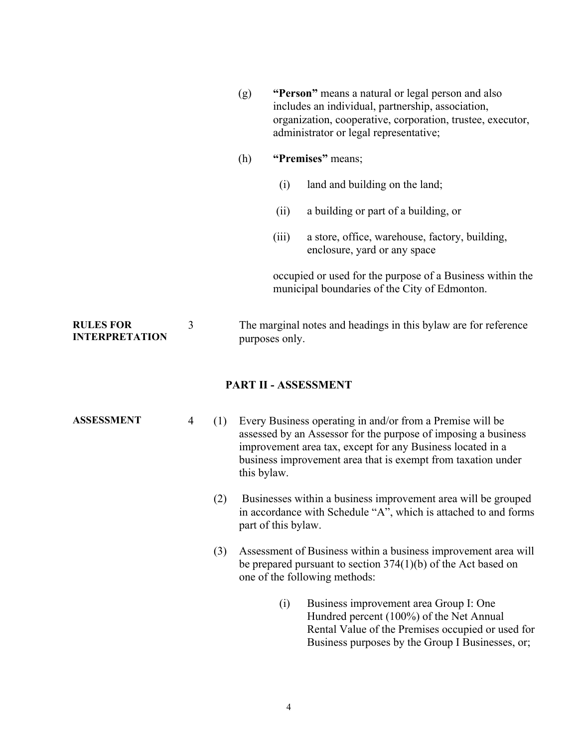(g) **"Person"** means a natural or legal person and also includes an individual, partnership, association, organization, cooperative, corporation, trustee, executor, administrator or legal representative;

(h) **"Premises"** means;

(i) land and building on the land;

(ii) a building or part of a building, or

(iii) a store, office, warehouse, factory, building, enclosure, yard or any space

occupied or used for the purpose of a Business within the municipal boundaries of the City of Edmonton.

**RULES FOR INTERPRETATION**

3 The marginal notes and headings in this bylaw are for reference purposes only.

## PART II - ASSESSMENT

**ASSESSMENT**

4 (1) Every Business operating in and/or from a Premise will be assessed by an Assessor for the purpose of imposing a business improvement area tax, except for any Business located in a business improvement area that is exempt from taxation under this bylaw.

(2) Businesses within a business improvement area will be grouped in accordance with Schedule "A", which is attached to and forms part of this bylaw.

(3) Assessment of Business within a business improvement area will be prepared pursuant to section 374(1)(b) of the Act based on one of the following methods:

(i) Business improvement area Group I: One Hundred percent (100%) of the Net Annual Rental Value of the Premises occupied or used for Business purposes by the Group I Businesses, or;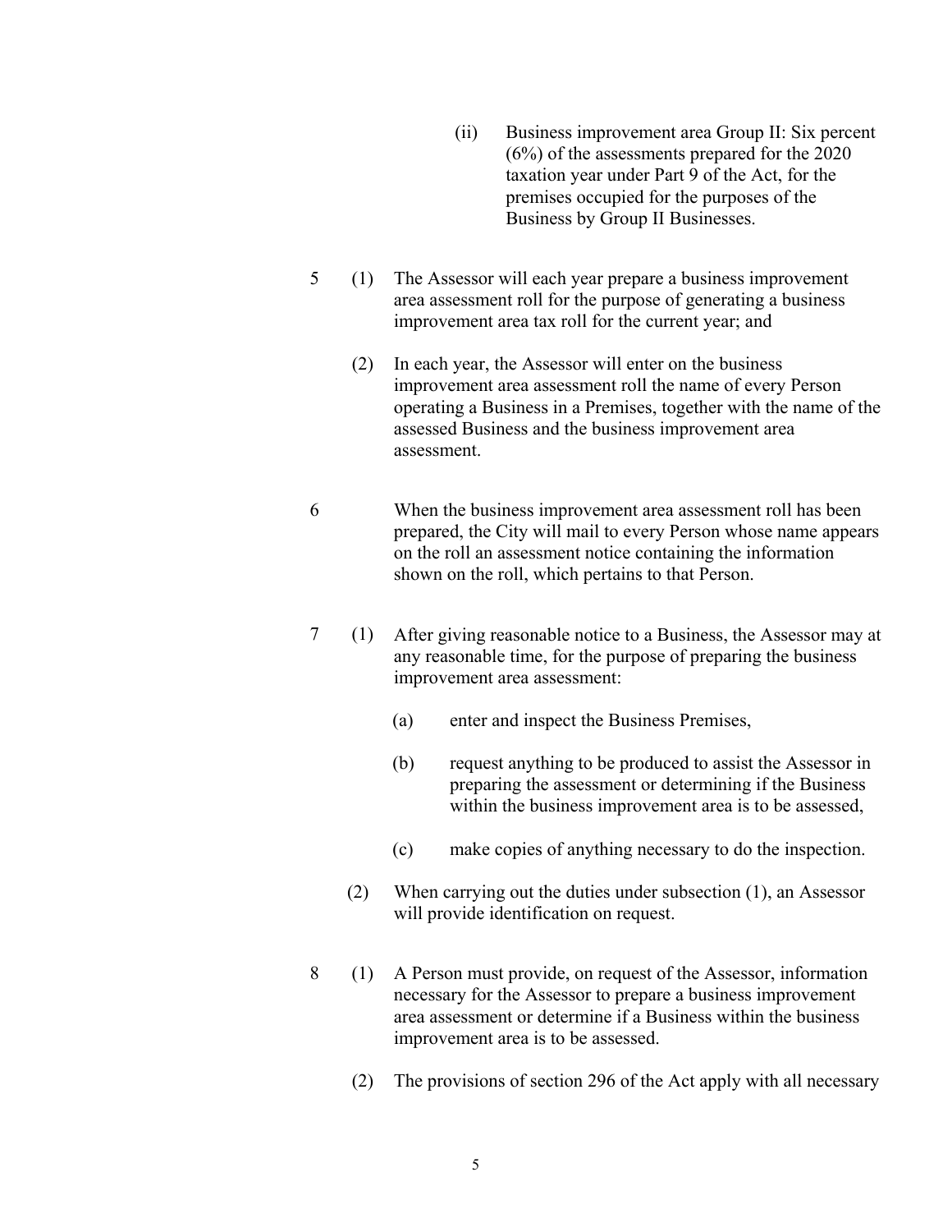(ii) Business improvement area Group II: Six percent (6%) of the assessments prepared for the 2020 taxation year under Part 9 of the Act, for the premises occupied for the purposes of the Business by Group II Businesses.

5 (1) The Assessor will each year prepare a business improvement area assessment roll for the purpose of generating a business improvement area tax roll for the current year; and

(2) In each year, the Assessor will enter on the business improvement area assessment roll the name of every Person operating a Business in a Premises, together with the name of the assessed Business and the business improvement area assessment.

6 When the business improvement area assessment roll has been prepared, the City will mail to every Person whose name appears on the roll an assessment notice containing the information shown on the roll, which pertains to that Person.

7 (1) After giving reasonable notice to a Business, the Assessor may at any reasonable time, for the purpose of preparing the business improvement area assessment:

(a) enter and inspect the Business Premises,

(b) request anything to be produced to assist the Assessor in preparing the assessment or determining if the Business within the business improvement area is to be assessed,

(c) make copies of anything necessary to do the inspection.

(2) When carrying out the duties under subsection (1), an Assessor will provide identification on request.

8 (1) A Person must provide, on request of the Assessor, information necessary for the Assessor to prepare a business improvement area assessment or determine if a Business within the business improvement area is to be assessed.

(2) The provisions of section 296 of the Act apply with all necessary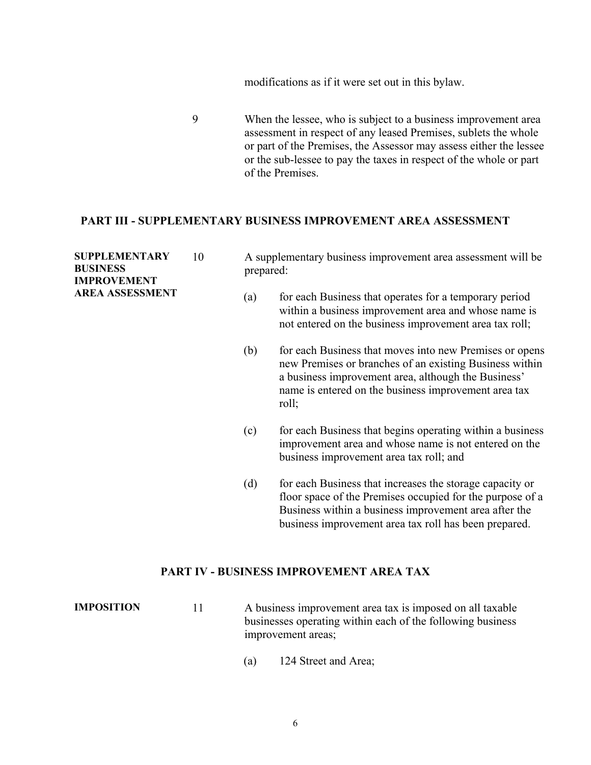modifications as if it were set out in this bylaw.

9 When the lessee, who is subject to a business improvement area assessment in respect of any leased Premises, sublets the whole or part of the Premises, the Assessor may assess either the lessee or the sub-lessee to pay the taxes in respect of the whole or part of the Premises.

## PART III - SUPPLEMENTARY BUSINESS IMPROVEMENT AREA ASSESSMENT

**SUPPLEMENTARY BUSINESS IMPROVEMENT AREA ASSESSMENT**

10 A supplementary business improvement area assessment will be prepared:

(a) for each Business that operates for a temporary period within a business improvement area and whose name is not entered on the business improvement area tax roll;

(b) for each Business that moves into new Premises or opens new Premises or branches of an existing Business within a business improvement area, although the Business' name is entered on the business improvement area tax roll;

(c) for each Business that begins operating within a business improvement area and whose name is not entered on the business improvement area tax roll; and

(d) for each Business that increases the storage capacity or floor space of the Premises occupied for the purpose of a Business within a business improvement area after the business improvement area tax roll has been prepared.

## PART IV - BUSINESS IMPROVEMENT AREA TAX

**IMPOSITION**

11 A business improvement area tax is imposed on all taxable businesses operating within each of the following business improvement areas;

(a) 124 Street and Area;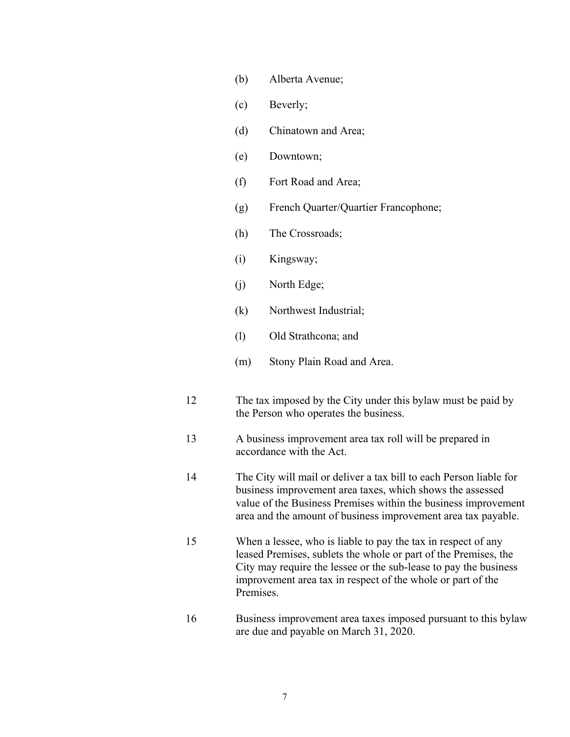(b) Alberta Avenue;

(c) Beverly;

(d) Chinatown and Area;

(e) Downtown;

(f) Fort Road and Area;

(g) French Quarter/Quartier Francophone;

(h) The Crossroads;

(i) Kingsway;

(j) North Edge;

(k) Northwest Industrial;

(l) Old Strathcona; and

(m) Stony Plain Road and Area.

12 The tax imposed by the City under this bylaw must be paid by the Person who operates the business.

13 A business improvement area tax roll will be prepared in accordance with the Act.

14 The City will mail or deliver a tax bill to each Person liable for business improvement area taxes, which shows the assessed value of the Business Premises within the business improvement area and the amount of business improvement area tax payable.

15 When a lessee, who is liable to pay the tax in respect of any leased Premises, sublets the whole or part of the Premises, the City may require the lessee or the sub-lease to pay the business improvement area tax in respect of the whole or part of the Premises.

16 Business improvement area taxes imposed pursuant to this bylaw are due and payable on March 31, 2020.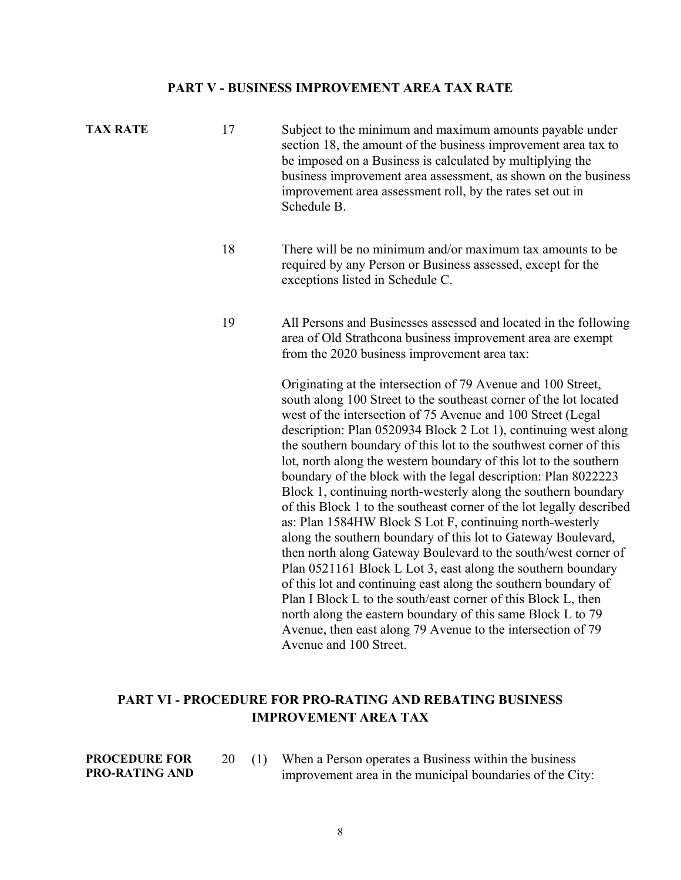## PART V - BUSINESS IMPROVEMENT AREA TAX RATE

**TAX RATE**

17 Subject to the minimum and maximum amounts payable under section 18, the amount of the business improvement area tax to be imposed on a Business is calculated by multiplying the business improvement area assessment, as shown on the business improvement area assessment roll, by the rates set out in Schedule B.

18 There will be no minimum and/or maximum tax amounts to be required by any Person or Business assessed, except for the exceptions listed in Schedule C.

19 All Persons and Businesses assessed and located in the following area of Old Strathcona business improvement area are exempt from the 2020 business improvement area tax:

Originating at the intersection of 79 Avenue and 100 Street, south along 100 Street to the southeast corner of the lot located west of the intersection of 75 Avenue and 100 Street (Legal description: Plan 0520934 Block 2 Lot 1), continuing west along the southern boundary of this lot to the southwest corner of this lot, north along the western boundary of this lot to the southern boundary of the block with the legal description: Plan 8022223 Block 1, continuing north-westerly along the southern boundary of this Block 1 to the southeast corner of the lot legally described as: Plan 1584HW Block S Lot F, continuing north-westerly along the southern boundary of this lot to Gateway Boulevard, then north along Gateway Boulevard to the south/west corner of Plan 0521161 Block L Lot 3, east along the southern boundary of this lot and continuing east along the southern boundary of Plan I Block L to the south/east corner of this Block L, then north along the eastern boundary of this same Block L to 79 Avenue, then east along 79 Avenue to the intersection of 79 Avenue and 100 Street.

## PART VI - PROCEDURE FOR PRO-RATING AND REBATING BUSINESS IMPROVEMENT AREA TAX

**PROCEDURE FOR PRO-RATING AND**

20 (1) When a Person operates a Business within the business improvement area in the municipal boundaries of the City: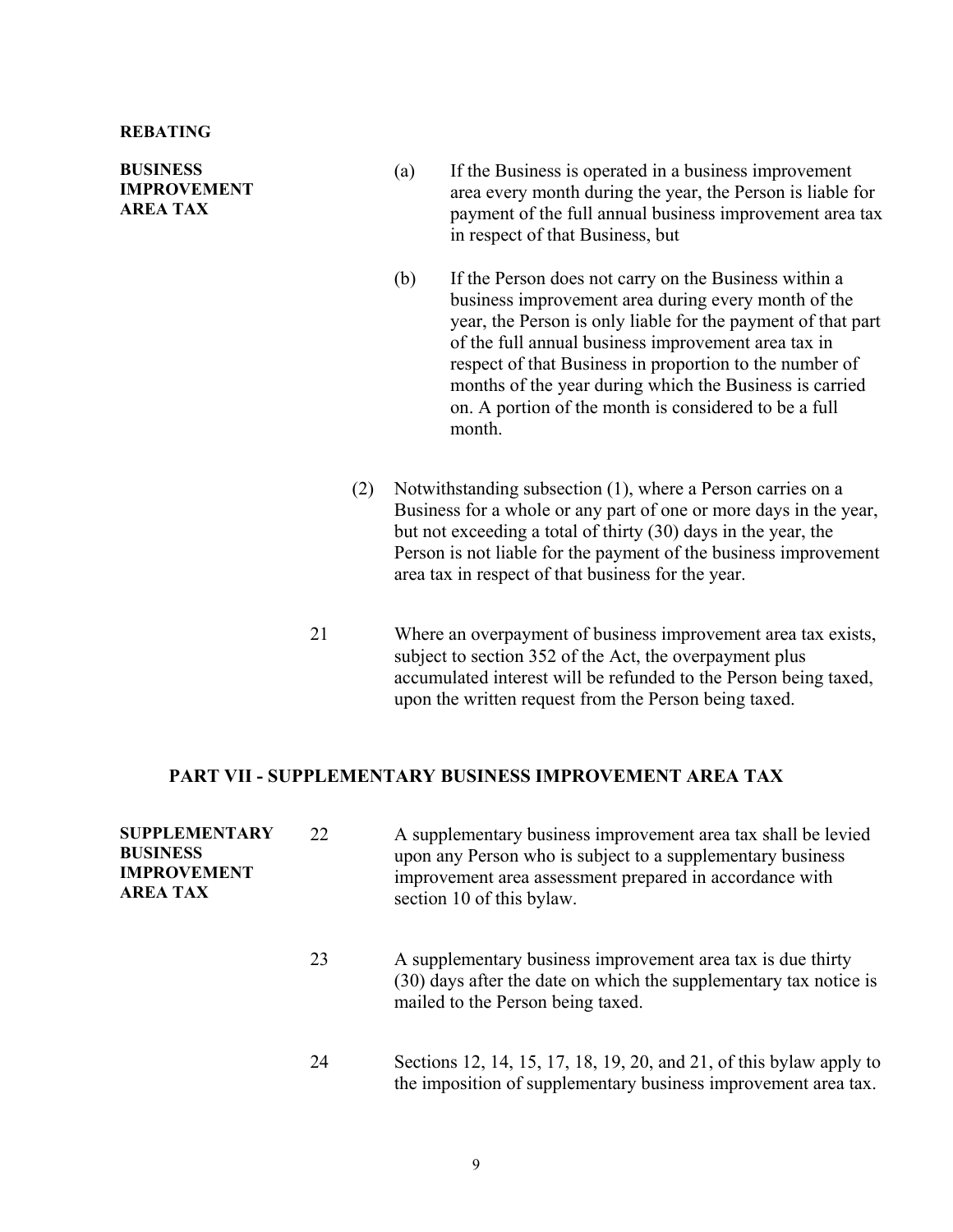**REBATING**

**BUSINESS IMPROVEMENT AREA TAX**

(a) If the Business is operated in a business improvement area every month during the year, the Person is liable for payment of the full annual business improvement area tax in respect of that Business, but

(b) If the Person does not carry on the Business within a business improvement area during every month of the year, the Person is only liable for the payment of that part of the full annual business improvement area tax in respect of that Business in proportion to the number of months of the year during which the Business is carried on. A portion of the month is considered to be a full month.

(2) Notwithstanding subsection (1), where a Person carries on a Business for a whole or any part of one or more days in the year, but not exceeding a total of thirty (30) days in the year, the Person is not liable for the payment of the business improvement area tax in respect of that business for the year.

21 Where an overpayment of business improvement area tax exists, subject to section 352 of the Act, the overpayment plus accumulated interest will be refunded to the Person being taxed, upon the written request from the Person being taxed.

## PART VII - SUPPLEMENTARY BUSINESS IMPROVEMENT AREA TAX

**SUPPLEMENTARY BUSINESS IMPROVEMENT AREA TAX**

22 A supplementary business improvement area tax shall be levied upon any Person who is subject to a supplementary business improvement area assessment prepared in accordance with section 10 of this bylaw.

23 A supplementary business improvement area tax is due thirty (30) days after the date on which the supplementary tax notice is mailed to the Person being taxed.

24 Sections 12, 14, 15, 17, 18, 19, 20, and 21, of this bylaw apply to the imposition of supplementary business improvement area tax.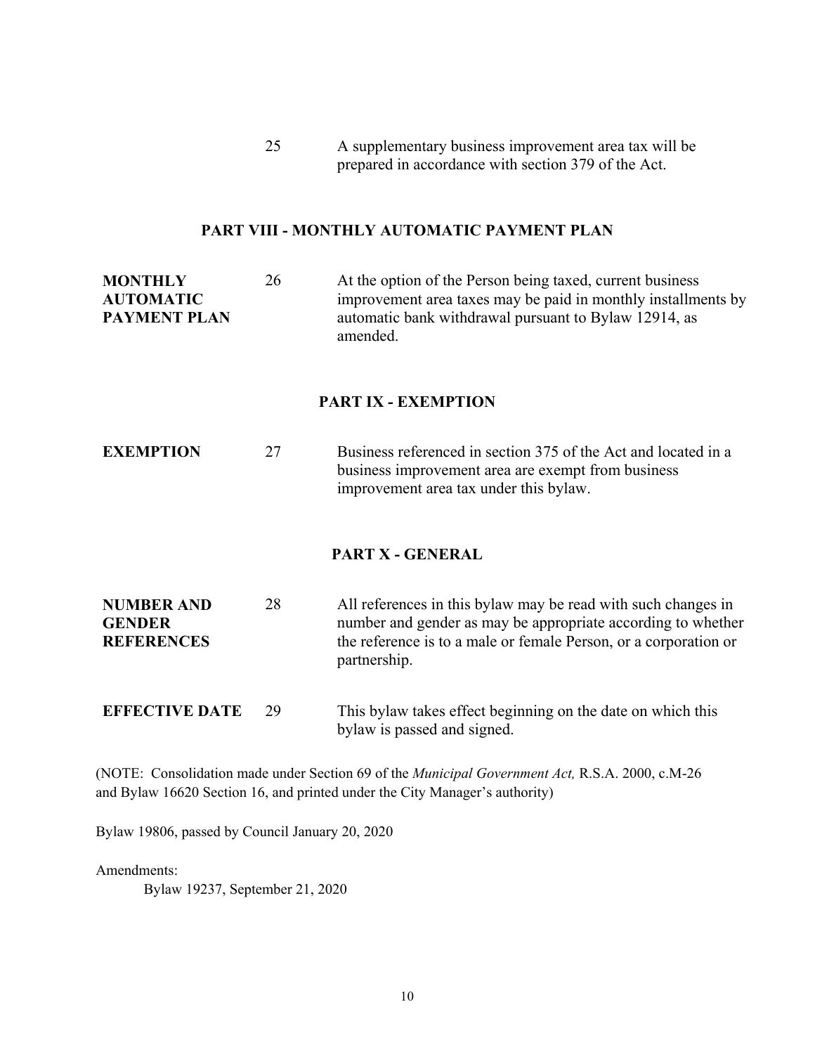25 A supplementary business improvement area tax will be prepared in accordance with section 379 of the Act.

## PART VIII - MONTHLY AUTOMATIC PAYMENT PLAN

**MONTHLY AUTOMATIC PAYMENT PLAN**

26 At the option of the Person being taxed, current business improvement area taxes may be paid in monthly installments by automatic bank withdrawal pursuant to Bylaw 12914, as amended.

## PART IX - EXEMPTION

**EXEMPTION**

27 Business referenced in section 375 of the Act and located in a business improvement area are exempt from business improvement area tax under this bylaw.

## PART X - GENERAL

**NUMBER AND GENDER REFERENCES**

28 All references in this bylaw may be read with such changes in number and gender as may be appropriate according to whether the reference is to a male or female Person, or a corporation or partnership.

**EFFECTIVE DATE**

29 This bylaw takes effect beginning on the date on which this bylaw is passed and signed.

(NOTE: Consolidation made under Section 69 of the *Municipal Government Act,* R.S.A. 2000, c.M-26 and Bylaw 16620 Section 16, and printed under the City Manager's authority)

Bylaw 19806, passed by Council January 20, 2020

Amendments:

Bylaw 19237, September 21, 2020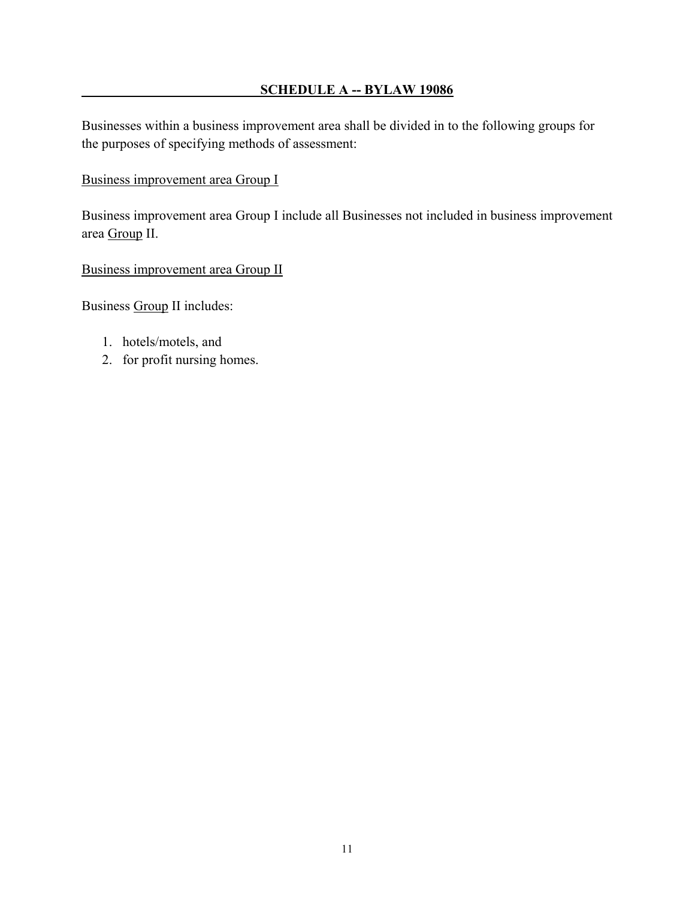## SCHEDULE A -- BYLAW 19086

Businesses within a business improvement area shall be divided in to the following groups for the purposes of specifying methods of assessment:

Business improvement area Group I

Business improvement area Group I include all Businesses not included in business improvement area Group II.

Business improvement area Group II

Business Group II includes:

1. hotels/motels, and
2. for profit nursing homes.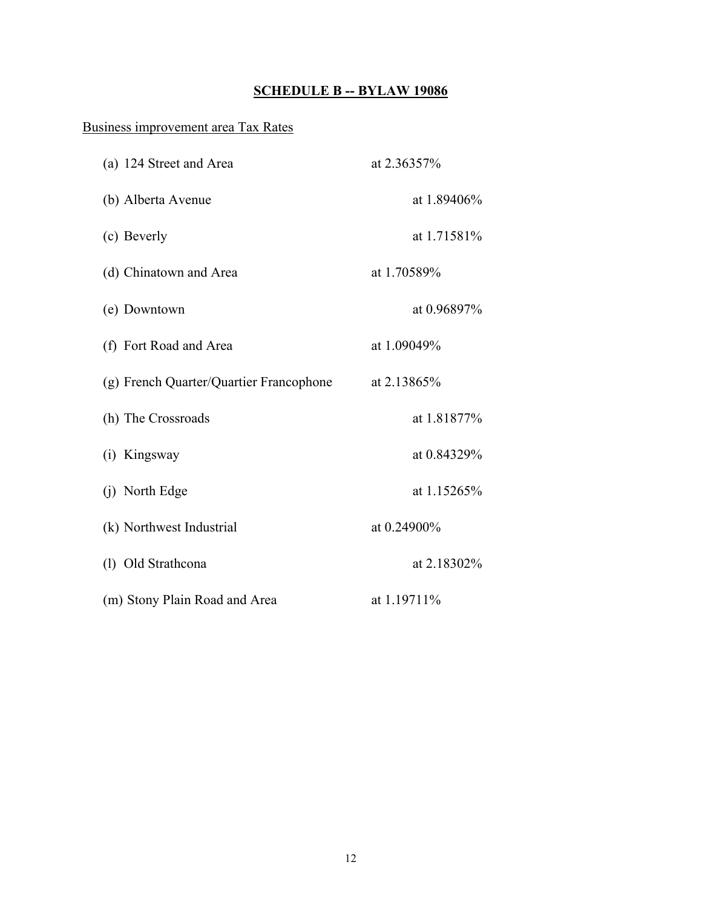**SCHEDULE B -- BYLAW 19086**

Business improvement area Tax Rates

(a) 124 Street and Area at 2.36357%

(b) Alberta Avenue at 1.89406%

(c) Beverly at 1.71581%

(d) Chinatown and Area at 1.70589%

(e) Downtown at 0.96897%

(f) Fort Road and Area at 1.09049%

(g) French Quarter/Quartier Francophone at 2.13865%

(h) The Crossroads at 1.81877%

(i) Kingsway at 0.84329%

(j) North Edge at 1.15265%

(k) Northwest Industrial at 0.24900%

(l) Old Strathcona at 2.18302%

(m) Stony Plain Road and Area at 1.19711%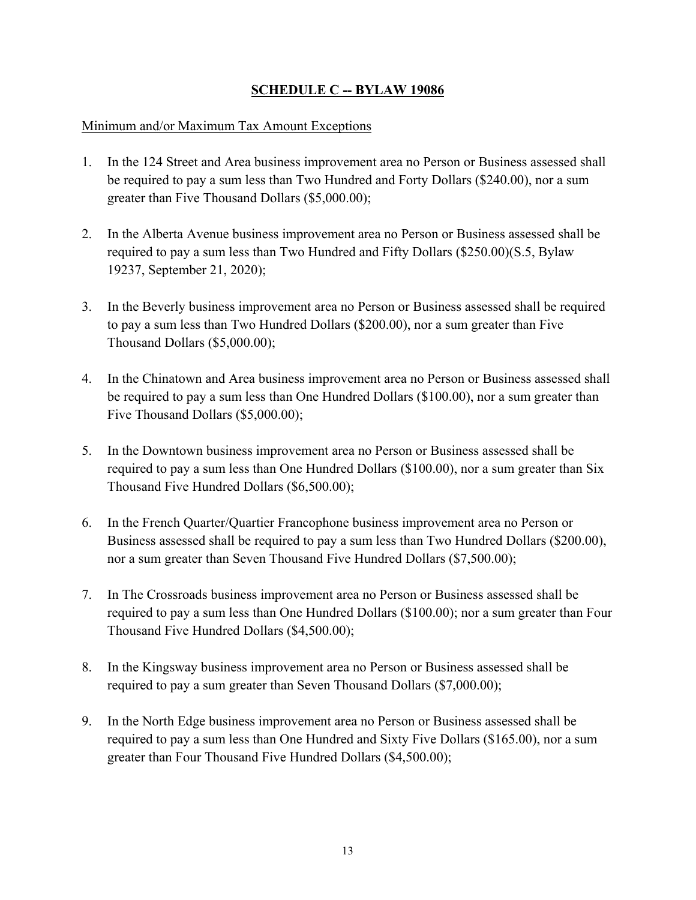## SCHEDULE C -- BYLAW 19086

Minimum and/or Maximum Tax Amount Exceptions

1. In the 124 Street and Area business improvement area no Person or Business assessed shall be required to pay a sum less than Two Hundred and Forty Dollars ($240.00), nor a sum greater than Five Thousand Dollars ($5,000.00);

2. In the Alberta Avenue business improvement area no Person or Business assessed shall be required to pay a sum less than Two Hundred and Fifty Dollars ($250.00)(S.5, Bylaw 19237, September 21, 2020);

3. In the Beverly business improvement area no Person or Business assessed shall be required to pay a sum less than Two Hundred Dollars ($200.00), nor a sum greater than Five Thousand Dollars ($5,000.00);

4. In the Chinatown and Area business improvement area no Person or Business assessed shall be required to pay a sum less than One Hundred Dollars ($100.00), nor a sum greater than Five Thousand Dollars ($5,000.00);

5. In the Downtown business improvement area no Person or Business assessed shall be required to pay a sum less than One Hundred Dollars ($100.00), nor a sum greater than Six Thousand Five Hundred Dollars ($6,500.00);

6. In the French Quarter/Quartier Francophone business improvement area no Person or Business assessed shall be required to pay a sum less than Two Hundred Dollars ($200.00), nor a sum greater than Seven Thousand Five Hundred Dollars ($7,500.00);

7. In The Crossroads business improvement area no Person or Business assessed shall be required to pay a sum less than One Hundred Dollars ($100.00); nor a sum greater than Four Thousand Five Hundred Dollars ($4,500.00);

8. In the Kingsway business improvement area no Person or Business assessed shall be required to pay a sum greater than Seven Thousand Dollars ($7,000.00);

9. In the North Edge business improvement area no Person or Business assessed shall be required to pay a sum less than One Hundred and Sixty Five Dollars ($165.00), nor a sum greater than Four Thousand Five Hundred Dollars ($4,500.00);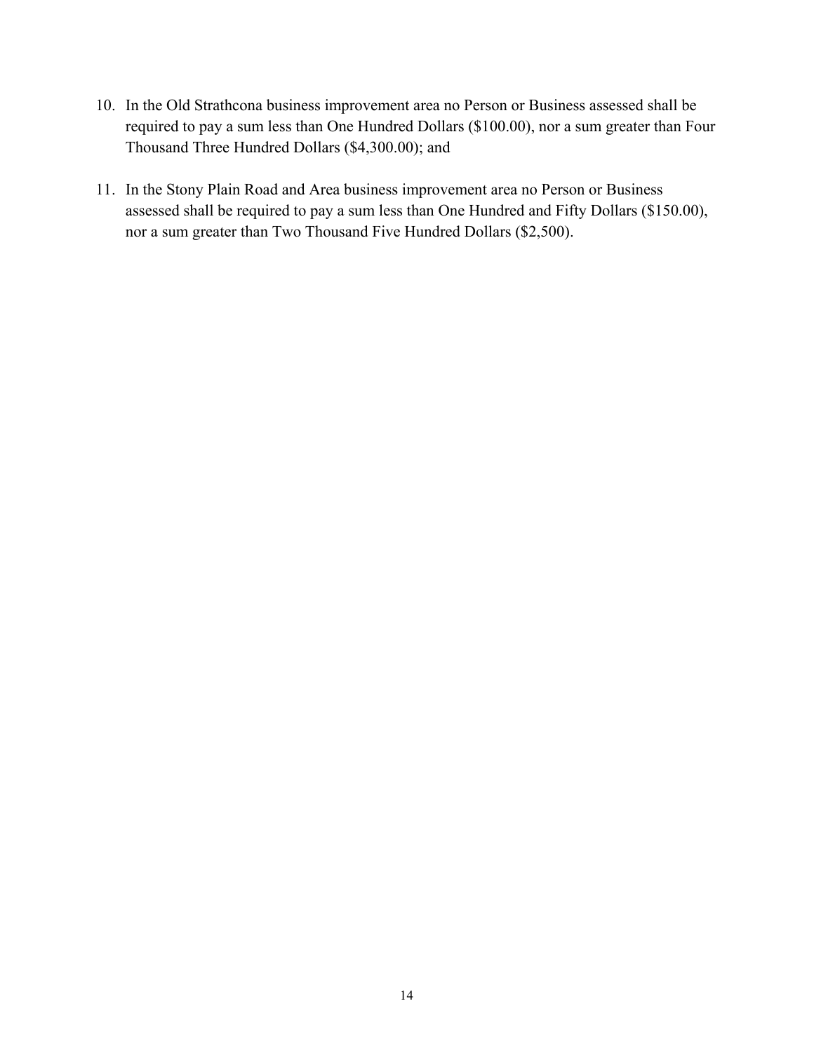10. In the Old Strathcona business improvement area no Person or Business assessed shall be required to pay a sum less than One Hundred Dollars ($100.00), nor a sum greater than Four Thousand Three Hundred Dollars ($4,300.00); and

11. In the Stony Plain Road and Area business improvement area no Person or Business assessed shall be required to pay a sum less than One Hundred and Fifty Dollars ($150.00), nor a sum greater than Two Thousand Five Hundred Dollars ($2,500).